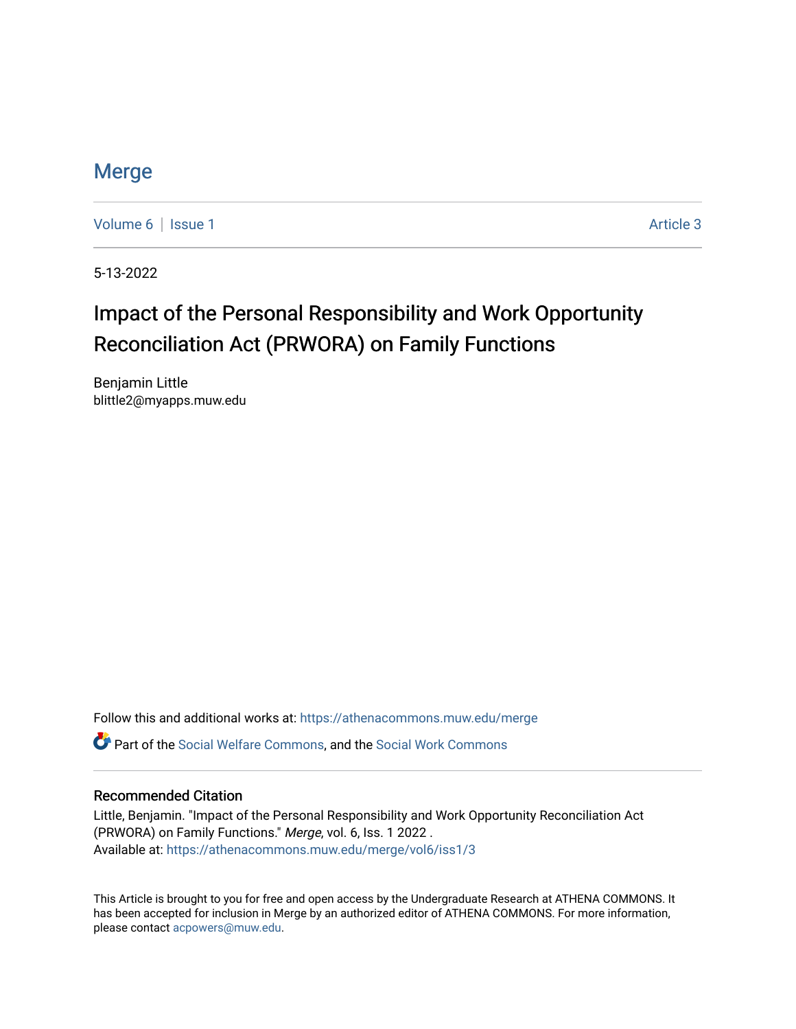# Merge

Volume 6 | Issue 1 | Article 3

5-13-2022

## Impact of the Personal Responsibility and Work Opportunity Reconciliation Act (PRWORA) on Family Functions

Benjamin Little
blittle2@myapps.muw.edu

Follow this and additional works at: https://athenacommons.muw.edu/merge

Part of the Social Welfare Commons, and the Social Work Commons

### Recommended Citation

Little, Benjamin. "Impact of the Personal Responsibility and Work Opportunity Reconciliation Act (PRWORA) on Family Functions." *Merge*, vol. 6, Iss. 1 2022 .
Available at: https://athenacommons.muw.edu/merge/vol6/iss1/3

This Article is brought to you for free and open access by the Undergraduate Research at ATHENA COMMONS. It has been accepted for inclusion in Merge by an authorized editor of ATHENA COMMONS. For more information, please contact acpowers@muw.edu.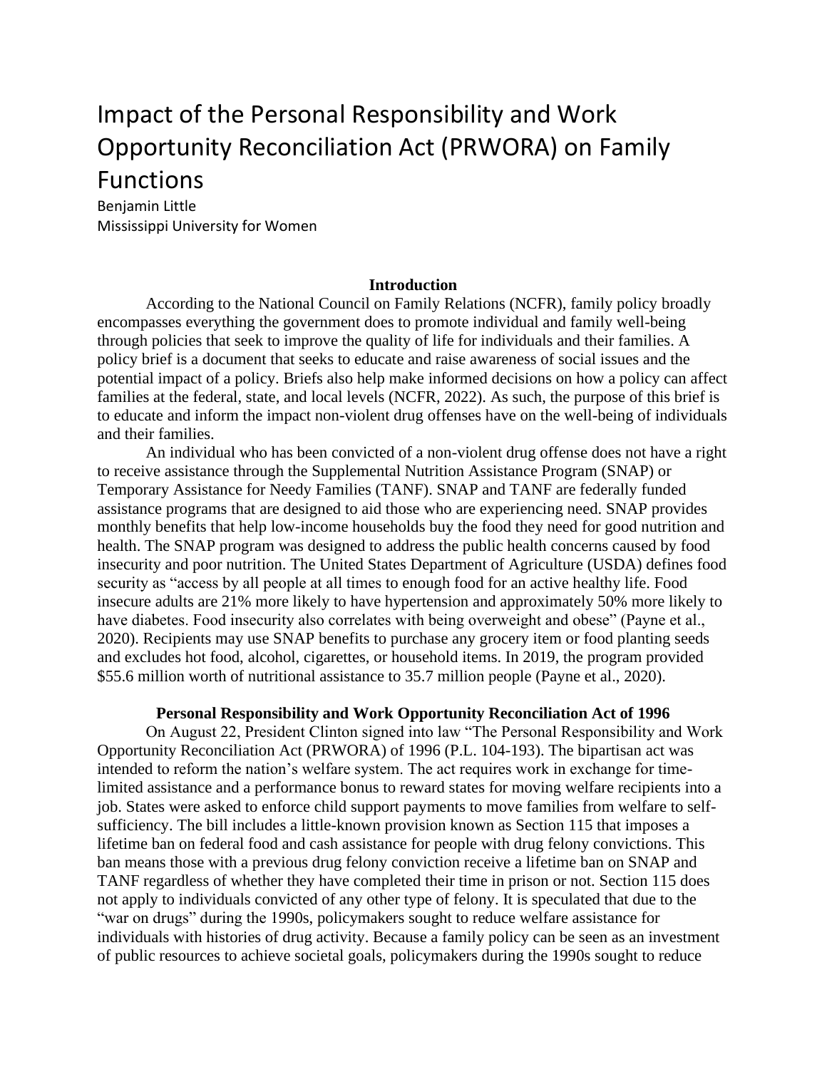# Impact of the Personal Responsibility and Work Opportunity Reconciliation Act (PRWORA) on Family Functions

Benjamin Little
Mississippi University for Women

### Introduction

According to the National Council on Family Relations (NCFR), family policy broadly encompasses everything the government does to promote individual and family well-being through policies that seek to improve the quality of life for individuals and their families. A policy brief is a document that seeks to educate and raise awareness of social issues and the potential impact of a policy. Briefs also help make informed decisions on how a policy can affect families at the federal, state, and local levels (NCFR, 2022). As such, the purpose of this brief is to educate and inform the impact non-violent drug offenses have on the well-being of individuals and their families.

An individual who has been convicted of a non-violent drug offense does not have a right to receive assistance through the Supplemental Nutrition Assistance Program (SNAP) or Temporary Assistance for Needy Families (TANF). SNAP and TANF are federally funded assistance programs that are designed to aid those who are experiencing need. SNAP provides monthly benefits that help low-income households buy the food they need for good nutrition and health. The SNAP program was designed to address the public health concerns caused by food insecurity and poor nutrition. The United States Department of Agriculture (USDA) defines food security as "access by all people at all times to enough food for an active healthy life. Food insecure adults are 21% more likely to have hypertension and approximately 50% more likely to have diabetes. Food insecurity also correlates with being overweight and obese" (Payne et al., 2020). Recipients may use SNAP benefits to purchase any grocery item or food planting seeds and excludes hot food, alcohol, cigarettes, or household items. In 2019, the program provided $55.6 million worth of nutritional assistance to 35.7 million people (Payne et al., 2020).

### Personal Responsibility and Work Opportunity Reconciliation Act of 1996

On August 22, President Clinton signed into law "The Personal Responsibility and Work Opportunity Reconciliation Act (PRWORA) of 1996 (P.L. 104-193). The bipartisan act was intended to reform the nation's welfare system. The act requires work in exchange for time-limited assistance and a performance bonus to reward states for moving welfare recipients into a job. States were asked to enforce child support payments to move families from welfare to self-sufficiency. The bill includes a little-known provision known as Section 115 that imposes a lifetime ban on federal food and cash assistance for people with drug felony convictions. This ban means those with a previous drug felony conviction receive a lifetime ban on SNAP and TANF regardless of whether they have completed their time in prison or not. Section 115 does not apply to individuals convicted of any other type of felony. It is speculated that due to the "war on drugs" during the 1990s, policymakers sought to reduce welfare assistance for individuals with histories of drug activity. Because a family policy can be seen as an investment of public resources to achieve societal goals, policymakers during the 1990s sought to reduce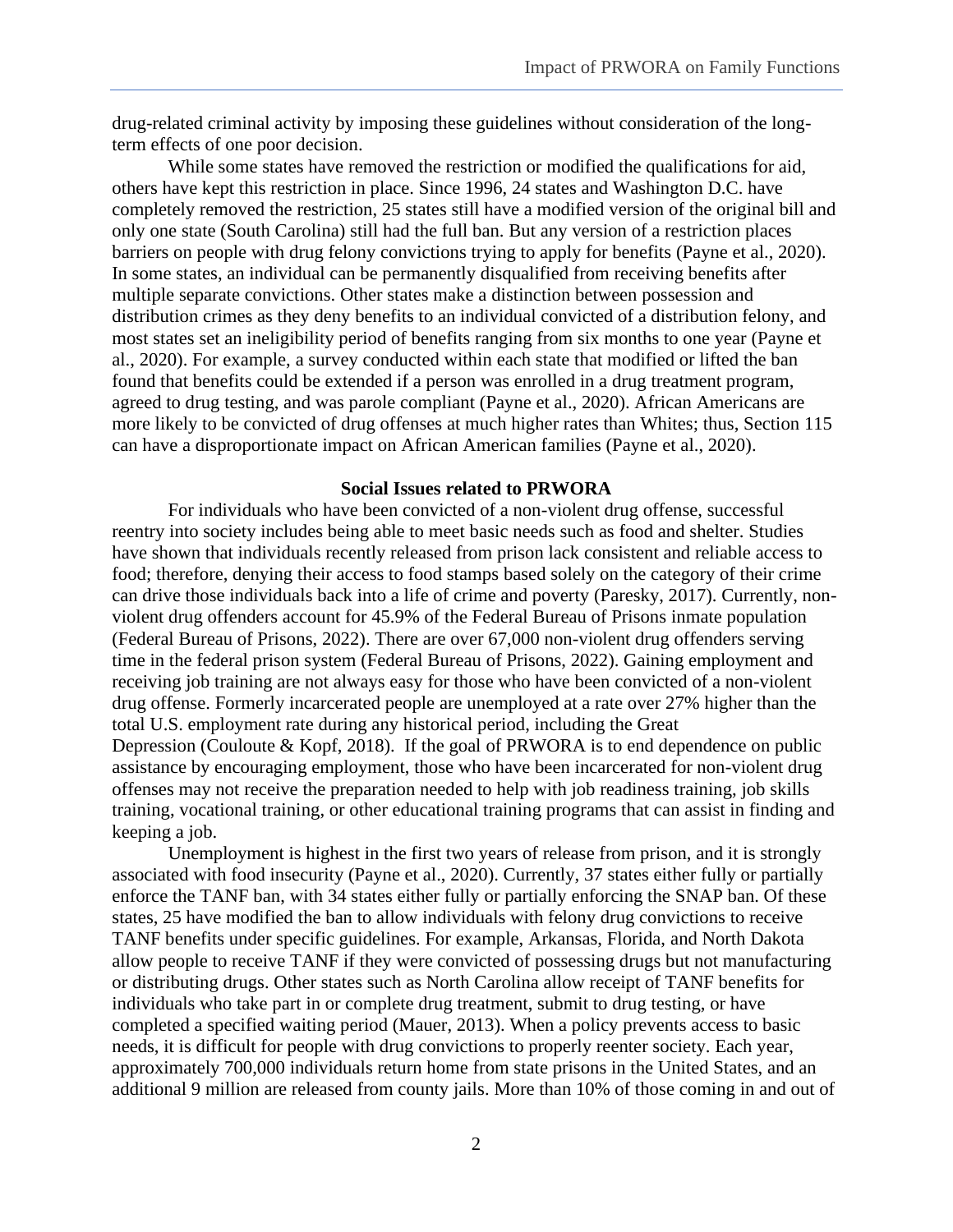drug-related criminal activity by imposing these guidelines without consideration of the long-term effects of one poor decision.

While some states have removed the restriction or modified the qualifications for aid, others have kept this restriction in place. Since 1996, 24 states and Washington D.C. have completely removed the restriction, 25 states still have a modified version of the original bill and only one state (South Carolina) still had the full ban. But any version of a restriction places barriers on people with drug felony convictions trying to apply for benefits (Payne et al., 2020). In some states, an individual can be permanently disqualified from receiving benefits after multiple separate convictions. Other states make a distinction between possession and distribution crimes as they deny benefits to an individual convicted of a distribution felony, and most states set an ineligibility period of benefits ranging from six months to one year (Payne et al., 2020). For example, a survey conducted within each state that modified or lifted the ban found that benefits could be extended if a person was enrolled in a drug treatment program, agreed to drug testing, and was parole compliant (Payne et al., 2020). African Americans are more likely to be convicted of drug offenses at much higher rates than Whites; thus, Section 115 can have a disproportionate impact on African American families (Payne et al., 2020).

## Social Issues related to PRWORA

For individuals who have been convicted of a non-violent drug offense, successful reentry into society includes being able to meet basic needs such as food and shelter. Studies have shown that individuals recently released from prison lack consistent and reliable access to food; therefore, denying their access to food stamps based solely on the category of their crime can drive those individuals back into a life of crime and poverty (Paresky, 2017). Currently, non-violent drug offenders account for 45.9% of the Federal Bureau of Prisons inmate population (Federal Bureau of Prisons, 2022). There are over 67,000 non-violent drug offenders serving time in the federal prison system (Federal Bureau of Prisons, 2022). Gaining employment and receiving job training are not always easy for those who have been convicted of a non-violent drug offense. Formerly incarcerated people are unemployed at a rate over 27% higher than the total U.S. employment rate during any historical period, including the Great Depression (Couloute & Kopf, 2018). If the goal of PRWORA is to end dependence on public assistance by encouraging employment, those who have been incarcerated for non-violent drug offenses may not receive the preparation needed to help with job readiness training, job skills training, vocational training, or other educational training programs that can assist in finding and keeping a job.

Unemployment is highest in the first two years of release from prison, and it is strongly associated with food insecurity (Payne et al., 2020). Currently, 37 states either fully or partially enforce the TANF ban, with 34 states either fully or partially enforcing the SNAP ban. Of these states, 25 have modified the ban to allow individuals with felony drug convictions to receive TANF benefits under specific guidelines. For example, Arkansas, Florida, and North Dakota allow people to receive TANF if they were convicted of possessing drugs but not manufacturing or distributing drugs. Other states such as North Carolina allow receipt of TANF benefits for individuals who take part in or complete drug treatment, submit to drug testing, or have completed a specified waiting period (Mauer, 2013). When a policy prevents access to basic needs, it is difficult for people with drug convictions to properly reenter society. Each year, approximately 700,000 individuals return home from state prisons in the United States, and an additional 9 million are released from county jails. More than 10% of those coming in and out of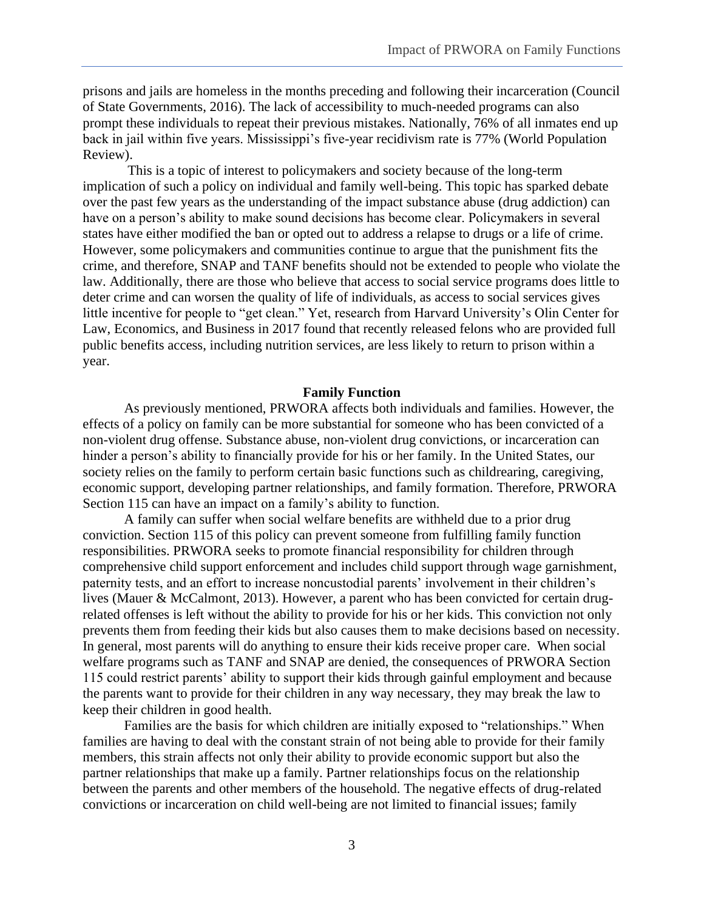prisons and jails are homeless in the months preceding and following their incarceration (Council of State Governments, 2016). The lack of accessibility to much-needed programs can also prompt these individuals to repeat their previous mistakes. Nationally, 76% of all inmates end up back in jail within five years. Mississippi's five-year recidivism rate is 77% (World Population Review).

This is a topic of interest to policymakers and society because of the long-term implication of such a policy on individual and family well-being. This topic has sparked debate over the past few years as the understanding of the impact substance abuse (drug addiction) can have on a person's ability to make sound decisions has become clear. Policymakers in several states have either modified the ban or opted out to address a relapse to drugs or a life of crime. However, some policymakers and communities continue to argue that the punishment fits the crime, and therefore, SNAP and TANF benefits should not be extended to people who violate the law. Additionally, there are those who believe that access to social service programs does little to deter crime and can worsen the quality of life of individuals, as access to social services gives little incentive for people to "get clean." Yet, research from Harvard University's Olin Center for Law, Economics, and Business in 2017 found that recently released felons who are provided full public benefits access, including nutrition services, are less likely to return to prison within a year.

## Family Function

As previously mentioned, PRWORA affects both individuals and families. However, the effects of a policy on family can be more substantial for someone who has been convicted of a non-violent drug offense. Substance abuse, non-violent drug convictions, or incarceration can hinder a person's ability to financially provide for his or her family. In the United States, our society relies on the family to perform certain basic functions such as childrearing, caregiving, economic support, developing partner relationships, and family formation. Therefore, PRWORA Section 115 can have an impact on a family's ability to function.

A family can suffer when social welfare benefits are withheld due to a prior drug conviction. Section 115 of this policy can prevent someone from fulfilling family function responsibilities. PRWORA seeks to promote financial responsibility for children through comprehensive child support enforcement and includes child support through wage garnishment, paternity tests, and an effort to increase noncustodial parents' involvement in their children's lives (Mauer & McCalmont, 2013). However, a parent who has been convicted for certain drug-related offenses is left without the ability to provide for his or her kids. This conviction not only prevents them from feeding their kids but also causes them to make decisions based on necessity. In general, most parents will do anything to ensure their kids receive proper care. When social welfare programs such as TANF and SNAP are denied, the consequences of PRWORA Section 115 could restrict parents' ability to support their kids through gainful employment and because the parents want to provide for their children in any way necessary, they may break the law to keep their children in good health.

Families are the basis for which children are initially exposed to "relationships." When families are having to deal with the constant strain of not being able to provide for their family members, this strain affects not only their ability to provide economic support but also the partner relationships that make up a family. Partner relationships focus on the relationship between the parents and other members of the household. The negative effects of drug-related convictions or incarceration on child well-being are not limited to financial issues; family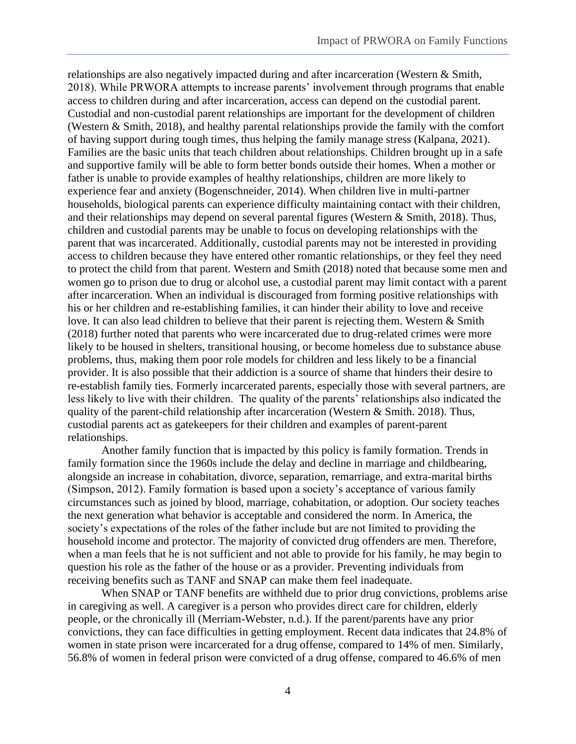relationships are also negatively impacted during and after incarceration (Western & Smith, 2018). While PRWORA attempts to increase parents' involvement through programs that enable access to children during and after incarceration, access can depend on the custodial parent. Custodial and non-custodial parent relationships are important for the development of children (Western & Smith, 2018), and healthy parental relationships provide the family with the comfort of having support during tough times, thus helping the family manage stress (Kalpana, 2021). Families are the basic units that teach children about relationships. Children brought up in a safe and supportive family will be able to form better bonds outside their homes. When a mother or father is unable to provide examples of healthy relationships, children are more likely to experience fear and anxiety (Bogenschneider, 2014). When children live in multi-partner households, biological parents can experience difficulty maintaining contact with their children, and their relationships may depend on several parental figures (Western & Smith, 2018). Thus, children and custodial parents may be unable to focus on developing relationships with the parent that was incarcerated. Additionally, custodial parents may not be interested in providing access to children because they have entered other romantic relationships, or they feel they need to protect the child from that parent. Western and Smith (2018) noted that because some men and women go to prison due to drug or alcohol use, a custodial parent may limit contact with a parent after incarceration. When an individual is discouraged from forming positive relationships with his or her children and re-establishing families, it can hinder their ability to love and receive love. It can also lead children to believe that their parent is rejecting them. Western & Smith (2018) further noted that parents who were incarcerated due to drug-related crimes were more likely to be housed in shelters, transitional housing, or become homeless due to substance abuse problems, thus, making them poor role models for children and less likely to be a financial provider. It is also possible that their addiction is a source of shame that hinders their desire to re-establish family ties. Formerly incarcerated parents, especially those with several partners, are less likely to live with their children. The quality of the parents' relationships also indicated the quality of the parent-child relationship after incarceration (Western & Smith. 2018). Thus, custodial parents act as gatekeepers for their children and examples of parent-parent relationships.

Another family function that is impacted by this policy is family formation. Trends in family formation since the 1960s include the delay and decline in marriage and childbearing, alongside an increase in cohabitation, divorce, separation, remarriage, and extra-marital births (Simpson, 2012). Family formation is based upon a society's acceptance of various family circumstances such as joined by blood, marriage, cohabitation, or adoption. Our society teaches the next generation what behavior is acceptable and considered the norm. In America, the society's expectations of the roles of the father include but are not limited to providing the household income and protector. The majority of convicted drug offenders are men. Therefore, when a man feels that he is not sufficient and not able to provide for his family, he may begin to question his role as the father of the house or as a provider. Preventing individuals from receiving benefits such as TANF and SNAP can make them feel inadequate.

When SNAP or TANF benefits are withheld due to prior drug convictions, problems arise in caregiving as well. A caregiver is a person who provides direct care for children, elderly people, or the chronically ill (Merriam-Webster, n.d.). If the parent/parents have any prior convictions, they can face difficulties in getting employment. Recent data indicates that 24.8% of women in state prison were incarcerated for a drug offense, compared to 14% of men. Similarly, 56.8% of women in federal prison were convicted of a drug offense, compared to 46.6% of men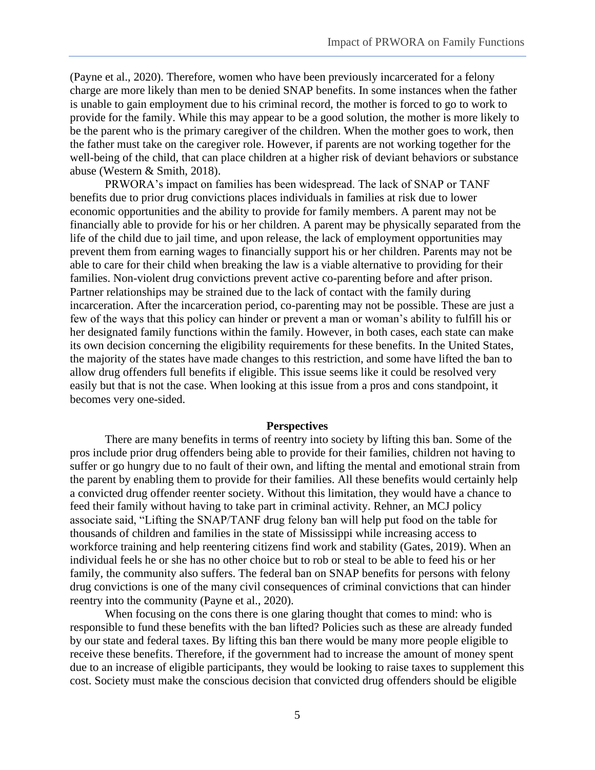(Payne et al., 2020). Therefore, women who have been previously incarcerated for a felony charge are more likely than men to be denied SNAP benefits. In some instances when the father is unable to gain employment due to his criminal record, the mother is forced to go to work to provide for the family. While this may appear to be a good solution, the mother is more likely to be the parent who is the primary caregiver of the children. When the mother goes to work, then the father must take on the caregiver role. However, if parents are not working together for the well-being of the child, that can place children at a higher risk of deviant behaviors or substance abuse (Western & Smith, 2018).

PRWORA's impact on families has been widespread. The lack of SNAP or TANF benefits due to prior drug convictions places individuals in families at risk due to lower economic opportunities and the ability to provide for family members. A parent may not be financially able to provide for his or her children. A parent may be physically separated from the life of the child due to jail time, and upon release, the lack of employment opportunities may prevent them from earning wages to financially support his or her children. Parents may not be able to care for their child when breaking the law is a viable alternative to providing for their families. Non-violent drug convictions prevent active co-parenting before and after prison. Partner relationships may be strained due to the lack of contact with the family during incarceration. After the incarceration period, co-parenting may not be possible. These are just a few of the ways that this policy can hinder or prevent a man or woman's ability to fulfill his or her designated family functions within the family. However, in both cases, each state can make its own decision concerning the eligibility requirements for these benefits. In the United States, the majority of the states have made changes to this restriction, and some have lifted the ban to allow drug offenders full benefits if eligible. This issue seems like it could be resolved very easily but that is not the case. When looking at this issue from a pros and cons standpoint, it becomes very one-sided.

## Perspectives

There are many benefits in terms of reentry into society by lifting this ban. Some of the pros include prior drug offenders being able to provide for their families, children not having to suffer or go hungry due to no fault of their own, and lifting the mental and emotional strain from the parent by enabling them to provide for their families. All these benefits would certainly help a convicted drug offender reenter society. Without this limitation, they would have a chance to feed their family without having to take part in criminal activity. Rehner, an MCJ policy associate said, "Lifting the SNAP/TANF drug felony ban will help put food on the table for thousands of children and families in the state of Mississippi while increasing access to workforce training and help reentering citizens find work and stability (Gates, 2019). When an individual feels he or she has no other choice but to rob or steal to be able to feed his or her family, the community also suffers. The federal ban on SNAP benefits for persons with felony drug convictions is one of the many civil consequences of criminal convictions that can hinder reentry into the community (Payne et al., 2020).

When focusing on the cons there is one glaring thought that comes to mind: who is responsible to fund these benefits with the ban lifted? Policies such as these are already funded by our state and federal taxes. By lifting this ban there would be many more people eligible to receive these benefits. Therefore, if the government had to increase the amount of money spent due to an increase of eligible participants, they would be looking to raise taxes to supplement this cost. Society must make the conscious decision that convicted drug offenders should be eligible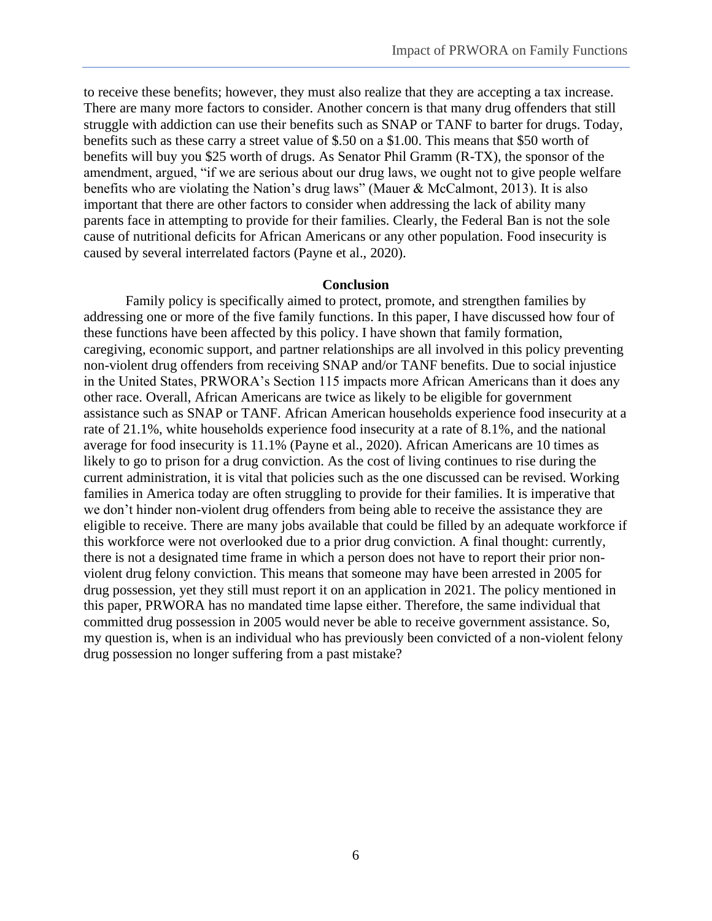to receive these benefits; however, they must also realize that they are accepting a tax increase. There are many more factors to consider. Another concern is that many drug offenders that still struggle with addiction can use their benefits such as SNAP or TANF to barter for drugs. Today, benefits such as these carry a street value of $.50 on a $1.00. This means that $50 worth of benefits will buy you $25 worth of drugs. As Senator Phil Gramm (R-TX), the sponsor of the amendment, argued, "if we are serious about our drug laws, we ought not to give people welfare benefits who are violating the Nation's drug laws" (Mauer & McCalmont, 2013). It is also important that there are other factors to consider when addressing the lack of ability many parents face in attempting to provide for their families. Clearly, the Federal Ban is not the sole cause of nutritional deficits for African Americans or any other population. Food insecurity is caused by several interrelated factors (Payne et al., 2020).

## Conclusion

Family policy is specifically aimed to protect, promote, and strengthen families by addressing one or more of the five family functions. In this paper, I have discussed how four of these functions have been affected by this policy. I have shown that family formation, caregiving, economic support, and partner relationships are all involved in this policy preventing non-violent drug offenders from receiving SNAP and/or TANF benefits. Due to social injustice in the United States, PRWORA's Section 115 impacts more African Americans than it does any other race. Overall, African Americans are twice as likely to be eligible for government assistance such as SNAP or TANF. African American households experience food insecurity at a rate of 21.1%, white households experience food insecurity at a rate of 8.1%, and the national average for food insecurity is 11.1% (Payne et al., 2020). African Americans are 10 times as likely to go to prison for a drug conviction. As the cost of living continues to rise during the current administration, it is vital that policies such as the one discussed can be revised. Working families in America today are often struggling to provide for their families. It is imperative that we don't hinder non-violent drug offenders from being able to receive the assistance they are eligible to receive. There are many jobs available that could be filled by an adequate workforce if this workforce were not overlooked due to a prior drug conviction. A final thought: currently, there is not a designated time frame in which a person does not have to report their prior non-violent drug felony conviction. This means that someone may have been arrested in 2005 for drug possession, yet they still must report it on an application in 2021. The policy mentioned in this paper, PRWORA has no mandated time lapse either. Therefore, the same individual that committed drug possession in 2005 would never be able to receive government assistance. So, my question is, when is an individual who has previously been convicted of a non-violent felony drug possession no longer suffering from a past mistake?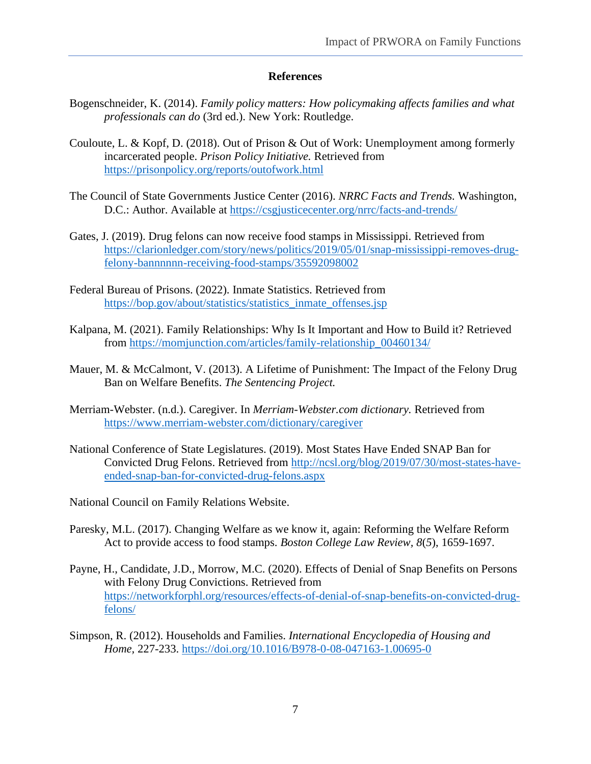## References

Bogenschneider, K. (2014). *Family policy matters: How policymaking affects families and what professionals can do* (3rd ed.). New York: Routledge.

Couloute, L. & Kopf, D. (2018). Out of Prison & Out of Work: Unemployment among formerly incarcerated people. *Prison Policy Initiative.* Retrieved from https://prisonpolicy.org/reports/outofwork.html

The Council of State Governments Justice Center (2016). *NRRC Facts and Trends.* Washington, D.C.: Author. Available at https://csgjusticecenter.org/nrrc/facts-and-trends/

Gates, J. (2019). Drug felons can now receive food stamps in Mississippi. Retrieved from https://clarionledger.com/story/news/politics/2019/05/01/snap-mississippi-removes-drug-felony-bannnnnn-receiving-food-stamps/35592098002

Federal Bureau of Prisons. (2022). Inmate Statistics. Retrieved from https://bop.gov/about/statistics/statistics_inmate_offenses.jsp

Kalpana, M. (2021). Family Relationships: Why Is It Important and How to Build it? Retrieved from https://momjunction.com/articles/family-relationship_00460134/

Mauer, M. & McCalmont, V. (2013). A Lifetime of Punishment: The Impact of the Felony Drug Ban on Welfare Benefits. *The Sentencing Project.*

Merriam-Webster. (n.d.). Caregiver. In *Merriam-Webster.com dictionary.* Retrieved from https://www.merriam-webster.com/dictionary/caregiver

National Conference of State Legislatures. (2019). Most States Have Ended SNAP Ban for Convicted Drug Felons. Retrieved from http://ncsl.org/blog/2019/07/30/most-states-have-ended-snap-ban-for-convicted-drug-felons.aspx

National Council on Family Relations Website.

Paresky, M.L. (2017). Changing Welfare as we know it, again: Reforming the Welfare Reform Act to provide access to food stamps. *Boston College Law Review*, *8*(*5*), 1659-1697.

Payne, H., Candidate, J.D., Morrow, M.C. (2020). Effects of Denial of Snap Benefits on Persons with Felony Drug Convictions. Retrieved from https://networkforphl.org/resources/effects-of-denial-of-snap-benefits-on-convicted-drug-felons/

Simpson, R. (2012). Households and Families. *International Encyclopedia of Housing and Home,* 227-233. https://doi.org/10.1016/B978-0-08-047163-1.00695-0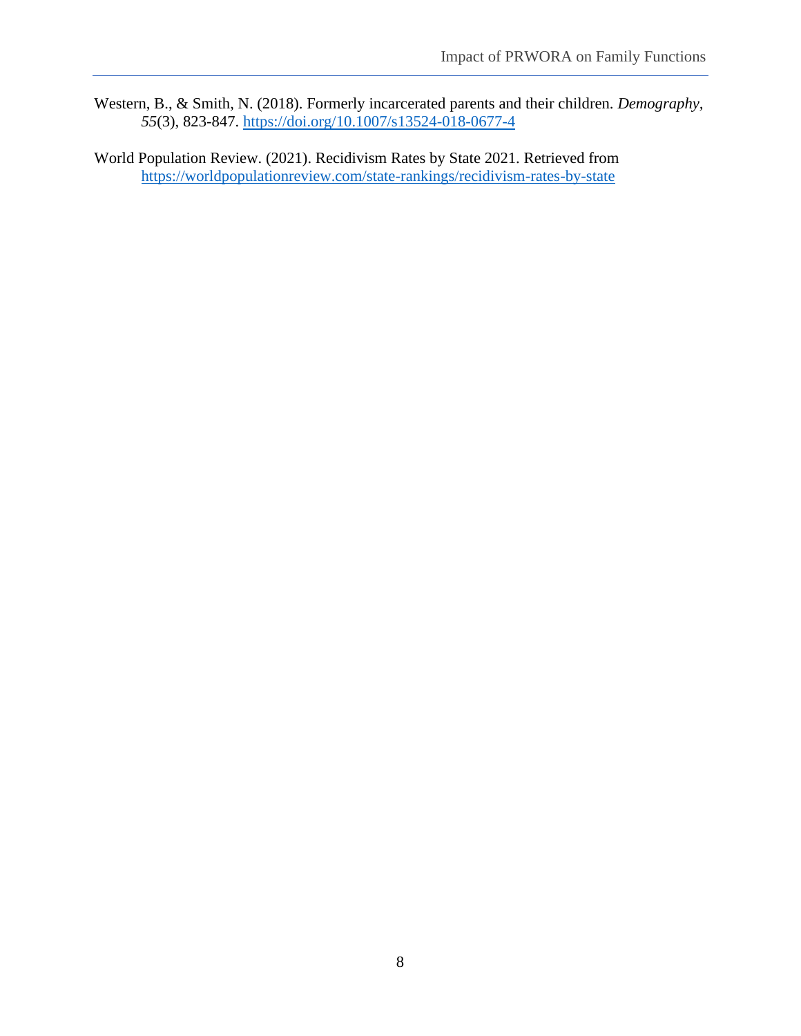Western, B., & Smith, N. (2018). Formerly incarcerated parents and their children. *Demography, 55*(3), 823-847. https://doi.org/10.1007/s13524-018-0677-4

World Population Review. (2021). Recidivism Rates by State 2021. Retrieved from https://worldpopulationreview.com/state-rankings/recidivism-rates-by-state